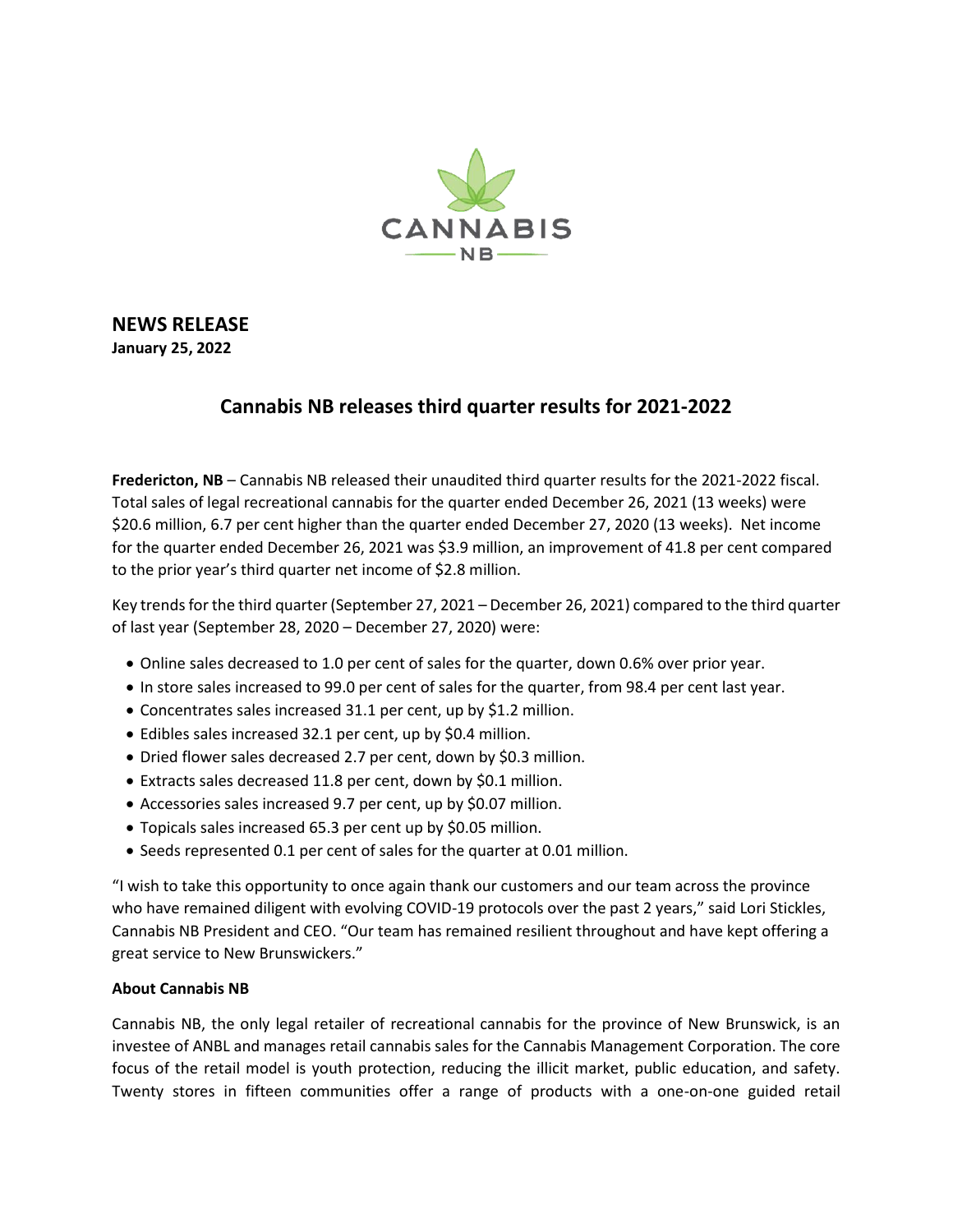# NEWS RELEASE

**January 25, 2022**

## Cannabis NB releases third quarter results for 2021-2022

**Fredericton, NB** – Cannabis NB released their unaudited third quarter results for the 2021-2022 fiscal. Total sales of legal recreational cannabis for the quarter ended December 26, 2021 (13 weeks) were $20.6 million, 6.7 per cent higher than the quarter ended December 27, 2020 (13 weeks). Net income for the quarter ended December 26, 2021 was $3.9 million, an improvement of 41.8 per cent compared to the prior year's third quarter net income of $2.8 million.

Key trends for the third quarter (September 27, 2021 – December 26, 2021) compared to the third quarter of last year (September 28, 2020 – December 27, 2020) were:

- Online sales decreased to 1.0 per cent of sales for the quarter, down 0.6% over prior year.
- In store sales increased to 99.0 per cent of sales for the quarter, from 98.4 per cent last year.
- Concentrates sales increased 31.1 per cent, up by $1.2 million.
- Edibles sales increased 32.1 per cent, up by $0.4 million.
- Dried flower sales decreased 2.7 per cent, down by $0.3 million.
- Extracts sales decreased 11.8 per cent, down by $0.1 million.
- Accessories sales increased 9.7 per cent, up by $0.07 million.
- Topicals sales increased 65.3 per cent up by $0.05 million.
- Seeds represented 0.1 per cent of sales for the quarter at 0.01 million.

"I wish to take this opportunity to once again thank our customers and our team across the province who have remained diligent with evolving COVID-19 protocols over the past 2 years," said Lori Stickles, Cannabis NB President and CEO. "Our team has remained resilient throughout and have kept offering a great service to New Brunswickers."

**About Cannabis NB**

Cannabis NB, the only legal retailer of recreational cannabis for the province of New Brunswick, is an investee of ANBL and manages retail cannabis sales for the Cannabis Management Corporation. The core focus of the retail model is youth protection, reducing the illicit market, public education, and safety. Twenty stores in fifteen communities offer a range of products with a one-on-one guided retail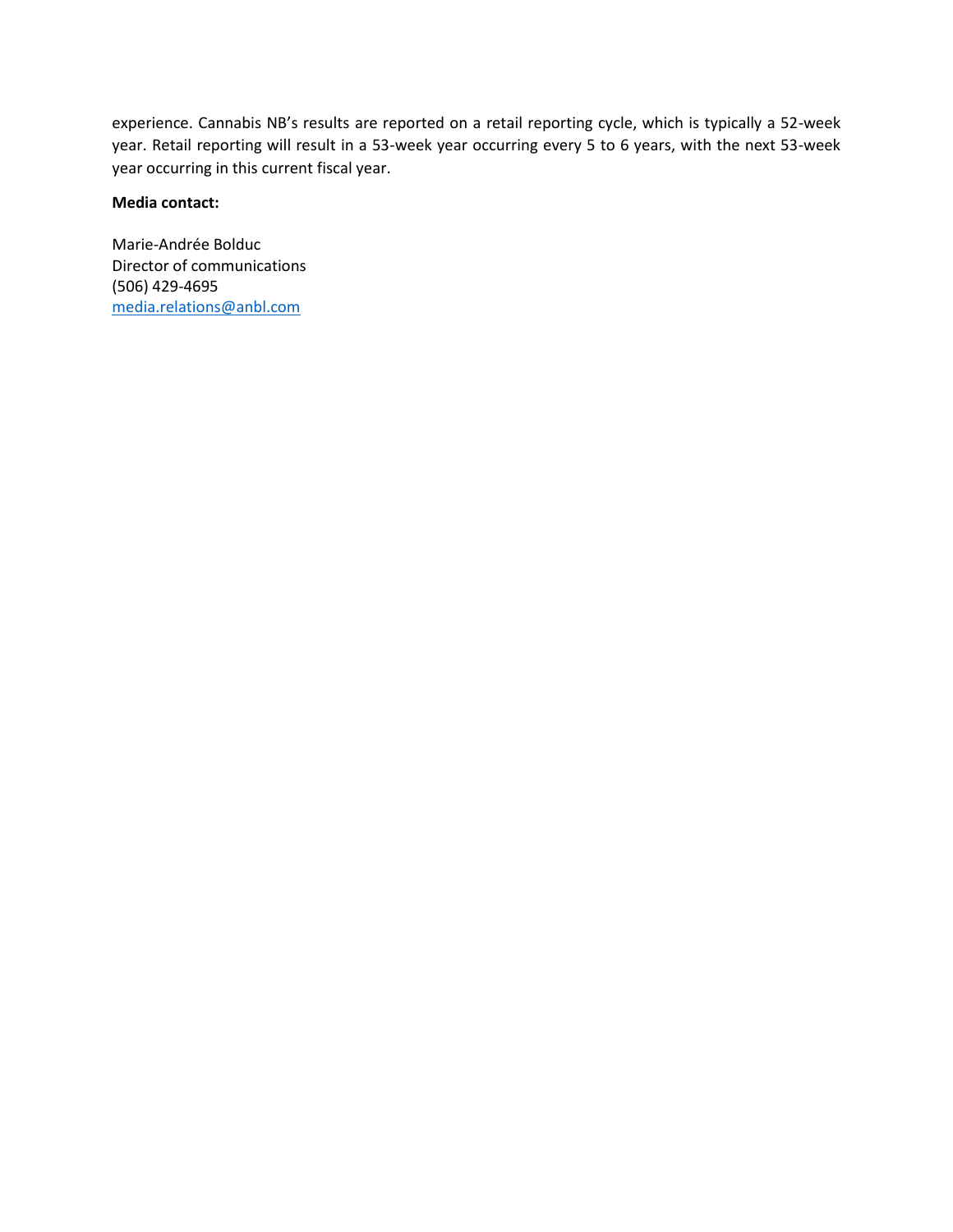experience. Cannabis NB's results are reported on a retail reporting cycle, which is typically a 52-week year. Retail reporting will result in a 53-week year occurring every 5 to 6 years, with the next 53-week year occurring in this current fiscal year.

**Media contact:**

Marie-Andrée Bolduc  
Director of communications  
(506) 429-4695  
media.relations@anbl.com